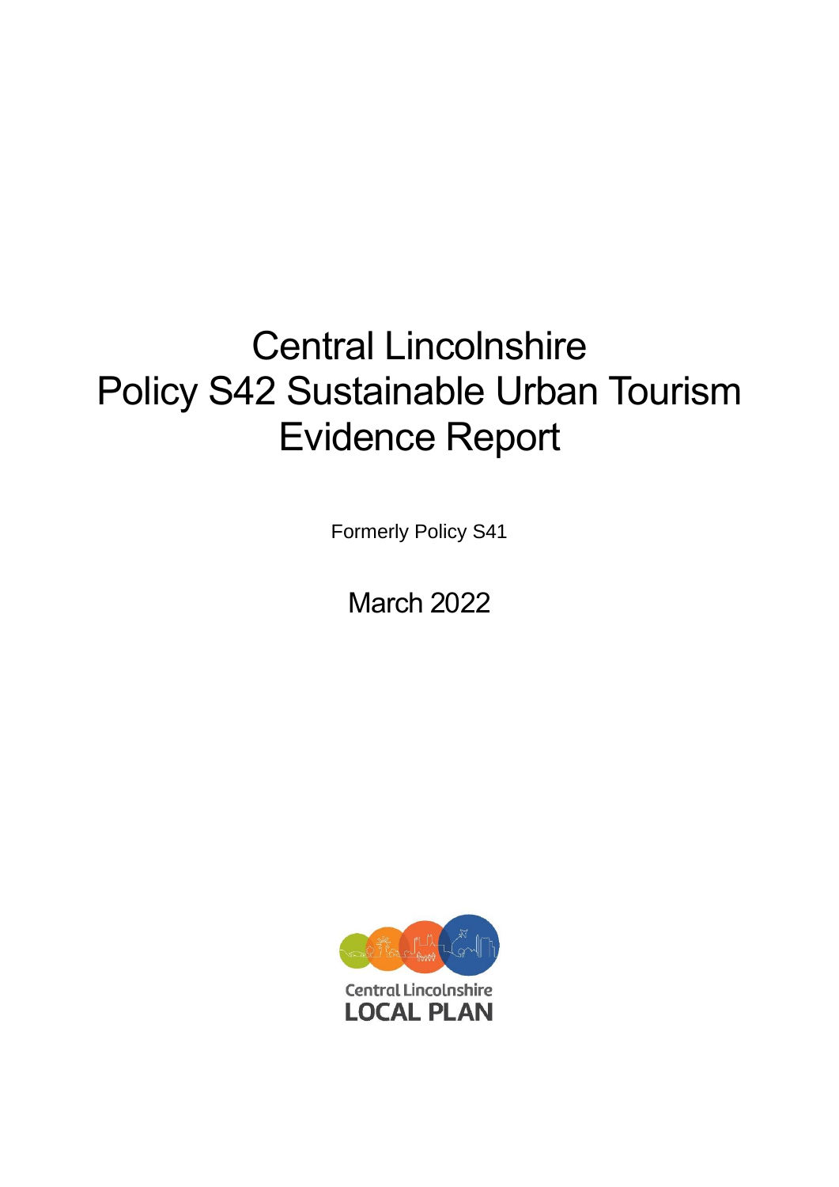# Central Lincolnshire
# Policy S42 Sustainable Urban Tourism
# Evidence Report

Formerly Policy S41

March 2022

Central Lincolnshire
LOCAL PLAN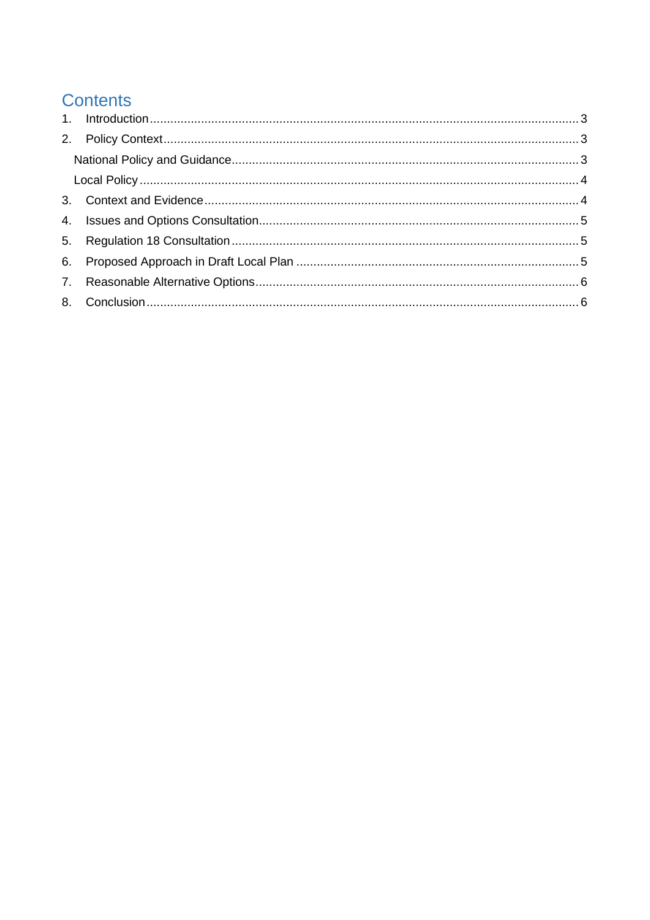# Contents

1. Introduction ........................................................................................................ 3
2. Policy Context ...................................................................................................... 3
   National Policy and Guidance ................................................................................ 3
   Local Policy ......................................................................................................... 4
3. Context and Evidence ........................................................................................... 4
4. Issues and Options Consultation ............................................................................ 5
5. Regulation 18 Consultation ................................................................................... 5
6. Proposed Approach in Draft Local Plan .................................................................. 5
7. Reasonable Alternative Options ............................................................................. 6
8. Conclusion ........................................................................................................... 6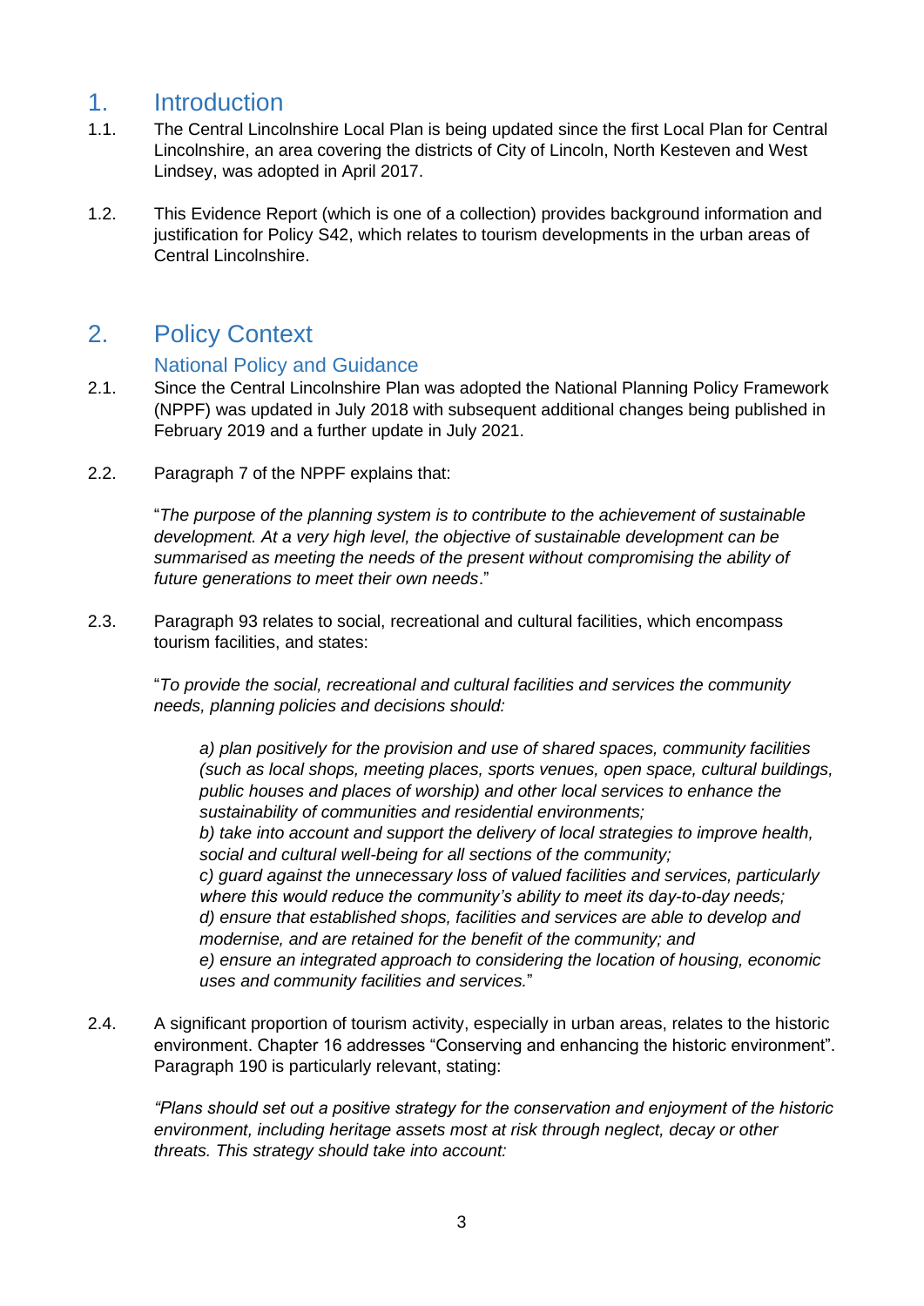# 1. Introduction

1.1. The Central Lincolnshire Local Plan is being updated since the first Local Plan for Central Lincolnshire, an area covering the districts of City of Lincoln, North Kesteven and West Lindsey, was adopted in April 2017.

1.2. This Evidence Report (which is one of a collection) provides background information and justification for Policy S42, which relates to tourism developments in the urban areas of Central Lincolnshire.

# 2. Policy Context

## National Policy and Guidance

2.1. Since the Central Lincolnshire Plan was adopted the National Planning Policy Framework (NPPF) was updated in July 2018 with subsequent additional changes being published in February 2019 and a further update in July 2021.

2.2. Paragraph 7 of the NPPF explains that:

> "*The purpose of the planning system is to contribute to the achievement of sustainable development. At a very high level, the objective of sustainable development can be summarised as meeting the needs of the present without compromising the ability of future generations to meet their own needs*."

2.3. Paragraph 93 relates to social, recreational and cultural facilities, which encompass tourism facilities, and states:

> "*To provide the social, recreational and cultural facilities and services the community needs, planning policies and decisions should:*
>
> *a) plan positively for the provision and use of shared spaces, community facilities (such as local shops, meeting places, sports venues, open space, cultural buildings, public houses and places of worship) and other local services to enhance the sustainability of communities and residential environments;*
> *b) take into account and support the delivery of local strategies to improve health, social and cultural well-being for all sections of the community;*
> *c) guard against the unnecessary loss of valued facilities and services, particularly where this would reduce the community's ability to meet its day-to-day needs;*
> *d) ensure that established shops, facilities and services are able to develop and modernise, and are retained for the benefit of the community; and*
> *e) ensure an integrated approach to considering the location of housing, economic uses and community facilities and services.*"

2.4. A significant proportion of tourism activity, especially in urban areas, relates to the historic environment. Chapter 16 addresses "Conserving and enhancing the historic environment". Paragraph 190 is particularly relevant, stating:

> *"Plans should set out a positive strategy for the conservation and enjoyment of the historic environment, including heritage assets most at risk through neglect, decay or other threats. This strategy should take into account:*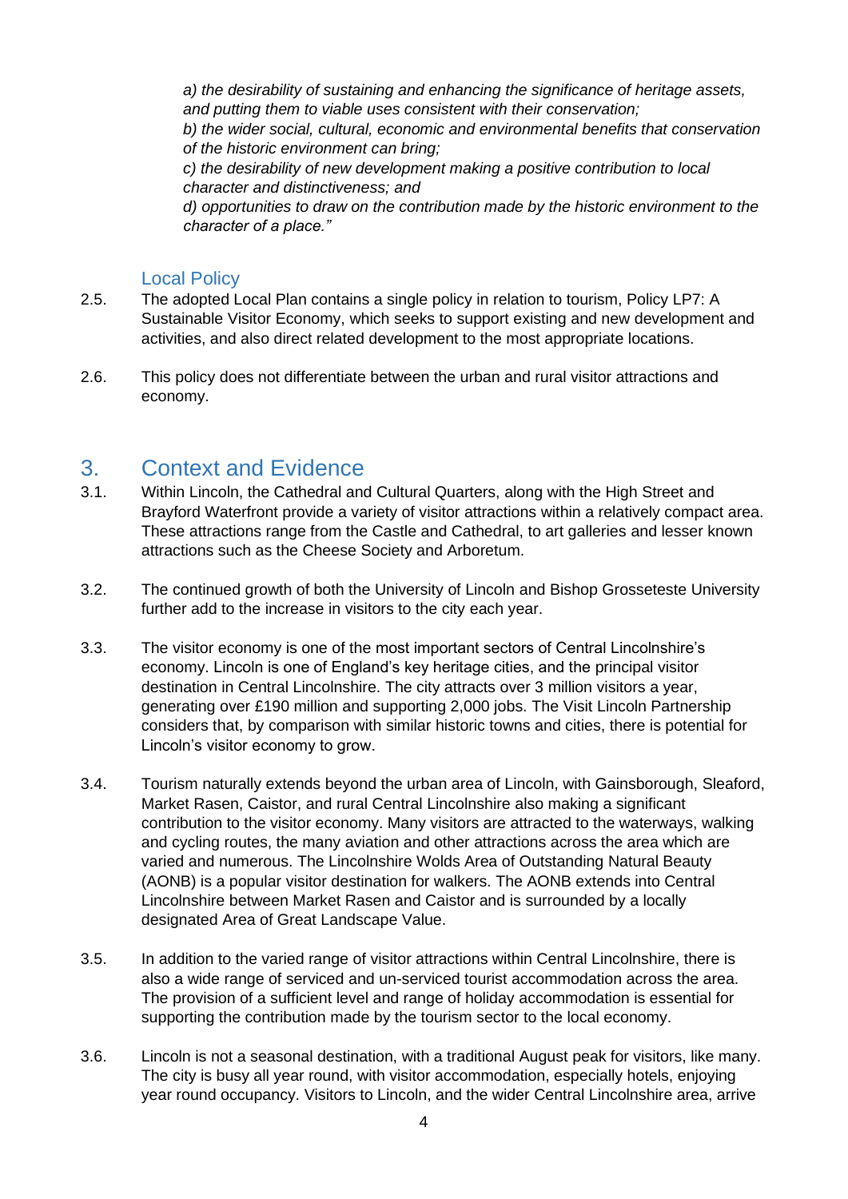*a) the desirability of sustaining and enhancing the significance of heritage assets, and putting them to viable uses consistent with their conservation;*

*b) the wider social, cultural, economic and environmental benefits that conservation of the historic environment can bring;*

*c) the desirability of new development making a positive contribution to local character and distinctiveness; and*

*d) opportunities to draw on the contribution made by the historic environment to the character of a place."*

### Local Policy

2.5. The adopted Local Plan contains a single policy in relation to tourism, Policy LP7: A Sustainable Visitor Economy, which seeks to support existing and new development and activities, and also direct related development to the most appropriate locations.

2.6. This policy does not differentiate between the urban and rural visitor attractions and economy.

## 3. Context and Evidence

3.1. Within Lincoln, the Cathedral and Cultural Quarters, along with the High Street and Brayford Waterfront provide a variety of visitor attractions within a relatively compact area. These attractions range from the Castle and Cathedral, to art galleries and lesser known attractions such as the Cheese Society and Arboretum.

3.2. The continued growth of both the University of Lincoln and Bishop Grosseteste University further add to the increase in visitors to the city each year.

3.3. The visitor economy is one of the most important sectors of Central Lincolnshire's economy. Lincoln is one of England's key heritage cities, and the principal visitor destination in Central Lincolnshire. The city attracts over 3 million visitors a year, generating over £190 million and supporting 2,000 jobs. The Visit Lincoln Partnership considers that, by comparison with similar historic towns and cities, there is potential for Lincoln's visitor economy to grow.

3.4. Tourism naturally extends beyond the urban area of Lincoln, with Gainsborough, Sleaford, Market Rasen, Caistor, and rural Central Lincolnshire also making a significant contribution to the visitor economy. Many visitors are attracted to the waterways, walking and cycling routes, the many aviation and other attractions across the area which are varied and numerous. The Lincolnshire Wolds Area of Outstanding Natural Beauty (AONB) is a popular visitor destination for walkers. The AONB extends into Central Lincolnshire between Market Rasen and Caistor and is surrounded by a locally designated Area of Great Landscape Value.

3.5. In addition to the varied range of visitor attractions within Central Lincolnshire, there is also a wide range of serviced and un-serviced tourist accommodation across the area. The provision of a sufficient level and range of holiday accommodation is essential for supporting the contribution made by the tourism sector to the local economy.

3.6. Lincoln is not a seasonal destination, with a traditional August peak for visitors, like many. The city is busy all year round, with visitor accommodation, especially hotels, enjoying year round occupancy. Visitors to Lincoln, and the wider Central Lincolnshire area, arrive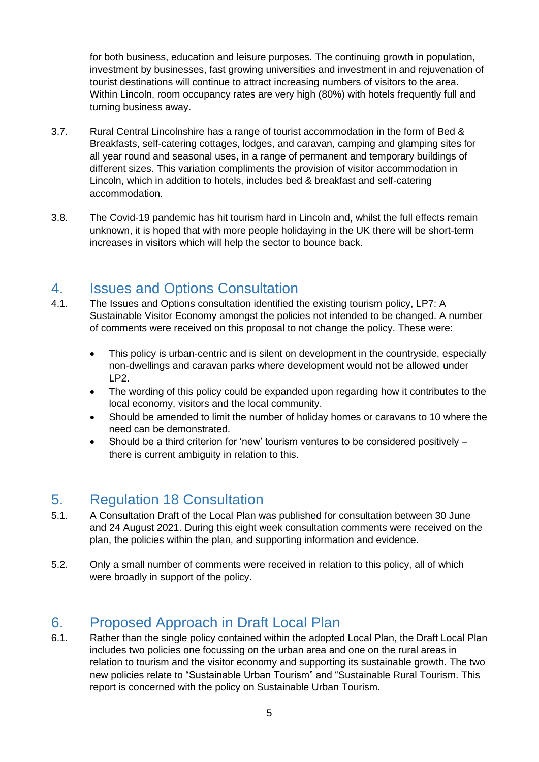for both business, education and leisure purposes. The continuing growth in population, investment by businesses, fast growing universities and investment in and rejuvenation of tourist destinations will continue to attract increasing numbers of visitors to the area. Within Lincoln, room occupancy rates are very high (80%) with hotels frequently full and turning business away.

3.7. Rural Central Lincolnshire has a range of tourist accommodation in the form of Bed & Breakfasts, self-catering cottages, lodges, and caravan, camping and glamping sites for all year round and seasonal uses, in a range of permanent and temporary buildings of different sizes. This variation compliments the provision of visitor accommodation in Lincoln, which in addition to hotels, includes bed & breakfast and self-catering accommodation.

3.8. The Covid-19 pandemic has hit tourism hard in Lincoln and, whilst the full effects remain unknown, it is hoped that with more people holidaying in the UK there will be short-term increases in visitors which will help the sector to bounce back.

## 4. Issues and Options Consultation

4.1. The Issues and Options consultation identified the existing tourism policy, LP7: A Sustainable Visitor Economy amongst the policies not intended to be changed. A number of comments were received on this proposal to not change the policy. These were:

- This policy is urban-centric and is silent on development in the countryside, especially non-dwellings and caravan parks where development would not be allowed under LP2.
- The wording of this policy could be expanded upon regarding how it contributes to the local economy, visitors and the local community.
- Should be amended to limit the number of holiday homes or caravans to 10 where the need can be demonstrated.
- Should be a third criterion for 'new' tourism ventures to be considered positively – there is current ambiguity in relation to this.

## 5. Regulation 18 Consultation

5.1. A Consultation Draft of the Local Plan was published for consultation between 30 June and 24 August 2021. During this eight week consultation comments were received on the plan, the policies within the plan, and supporting information and evidence.

5.2. Only a small number of comments were received in relation to this policy, all of which were broadly in support of the policy.

## 6. Proposed Approach in Draft Local Plan

6.1. Rather than the single policy contained within the adopted Local Plan, the Draft Local Plan includes two policies one focussing on the urban area and one on the rural areas in relation to tourism and the visitor economy and supporting its sustainable growth. The two new policies relate to "Sustainable Urban Tourism" and "Sustainable Rural Tourism. This report is concerned with the policy on Sustainable Urban Tourism.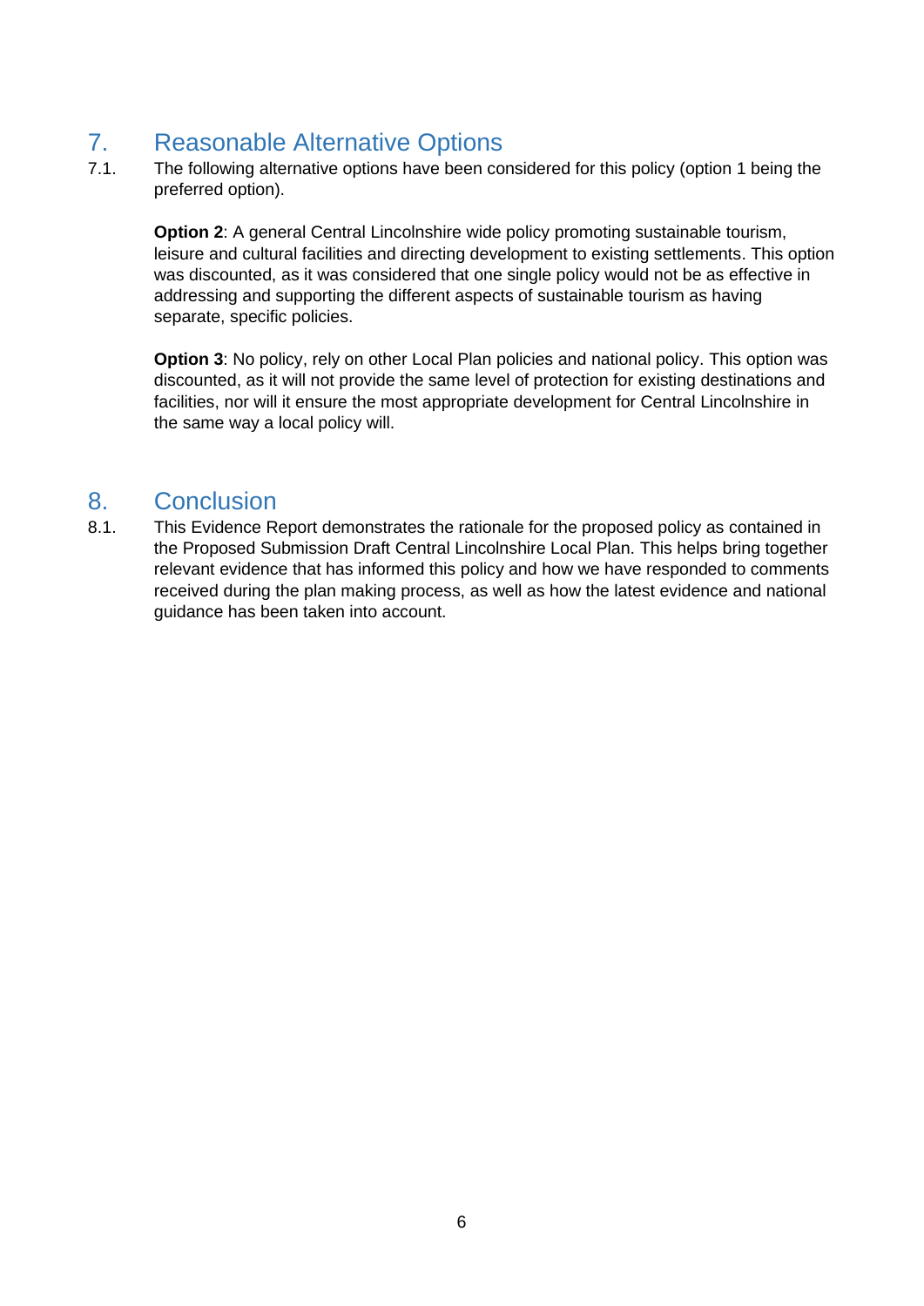# 7. Reasonable Alternative Options

7.1. The following alternative options have been considered for this policy (option 1 being the preferred option).

**Option 2**: A general Central Lincolnshire wide policy promoting sustainable tourism, leisure and cultural facilities and directing development to existing settlements. This option was discounted, as it was considered that one single policy would not be as effective in addressing and supporting the different aspects of sustainable tourism as having separate, specific policies.

**Option 3**: No policy, rely on other Local Plan policies and national policy. This option was discounted, as it will not provide the same level of protection for existing destinations and facilities, nor will it ensure the most appropriate development for Central Lincolnshire in the same way a local policy will.

# 8. Conclusion

8.1. This Evidence Report demonstrates the rationale for the proposed policy as contained in the Proposed Submission Draft Central Lincolnshire Local Plan. This helps bring together relevant evidence that has informed this policy and how we have responded to comments received during the plan making process, as well as how the latest evidence and national guidance has been taken into account.